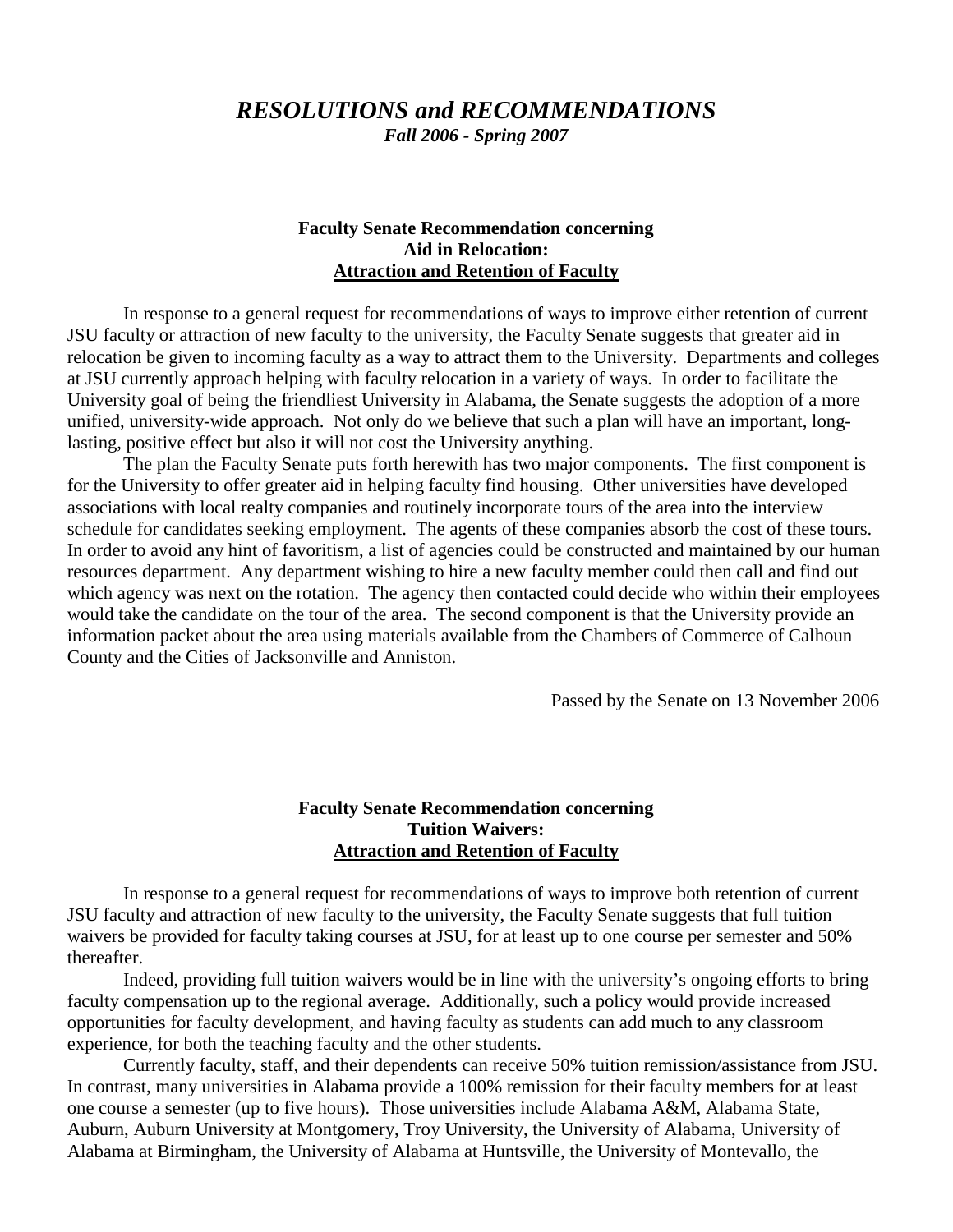# *RESOLUTIONS and RECOMMENDATIONS*

***Fall 2006 - Spring 2007***

### Faculty Senate Recommendation concerning Aid in Relocation: <u>Attraction and Retention of Faculty</u>

In response to a general request for recommendations of ways to improve either retention of current JSU faculty or attraction of new faculty to the university, the Faculty Senate suggests that greater aid in relocation be given to incoming faculty as a way to attract them to the University. Departments and colleges at JSU currently approach helping with faculty relocation in a variety of ways. In order to facilitate the University goal of being the friendliest University in Alabama, the Senate suggests the adoption of a more unified, university-wide approach. Not only do we believe that such a plan will have an important, long-lasting, positive effect but also it will not cost the University anything.

The plan the Faculty Senate puts forth herewith has two major components. The first component is for the University to offer greater aid in helping faculty find housing. Other universities have developed associations with local realty companies and routinely incorporate tours of the area into the interview schedule for candidates seeking employment. The agents of these companies absorb the cost of these tours. In order to avoid any hint of favoritism, a list of agencies could be constructed and maintained by our human resources department. Any department wishing to hire a new faculty member could then call and find out which agency was next on the rotation. The agency then contacted could decide who within their employees would take the candidate on the tour of the area. The second component is that the University provide an information packet about the area using materials available from the Chambers of Commerce of Calhoun County and the Cities of Jacksonville and Anniston.

Passed by the Senate on 13 November 2006

### Faculty Senate Recommendation concerning Tuition Waivers: <u>Attraction and Retention of Faculty</u>

In response to a general request for recommendations of ways to improve both retention of current JSU faculty and attraction of new faculty to the university, the Faculty Senate suggests that full tuition waivers be provided for faculty taking courses at JSU, for at least up to one course per semester and 50% thereafter.

Indeed, providing full tuition waivers would be in line with the university's ongoing efforts to bring faculty compensation up to the regional average. Additionally, such a policy would provide increased opportunities for faculty development, and having faculty as students can add much to any classroom experience, for both the teaching faculty and the other students.

Currently faculty, staff, and their dependents can receive 50% tuition remission/assistance from JSU. In contrast, many universities in Alabama provide a 100% remission for their faculty members for at least one course a semester (up to five hours). Those universities include Alabama A&M, Alabama State, Auburn, Auburn University at Montgomery, Troy University, the University of Alabama, University of Alabama at Birmingham, the University of Alabama at Huntsville, the University of Montevallo, the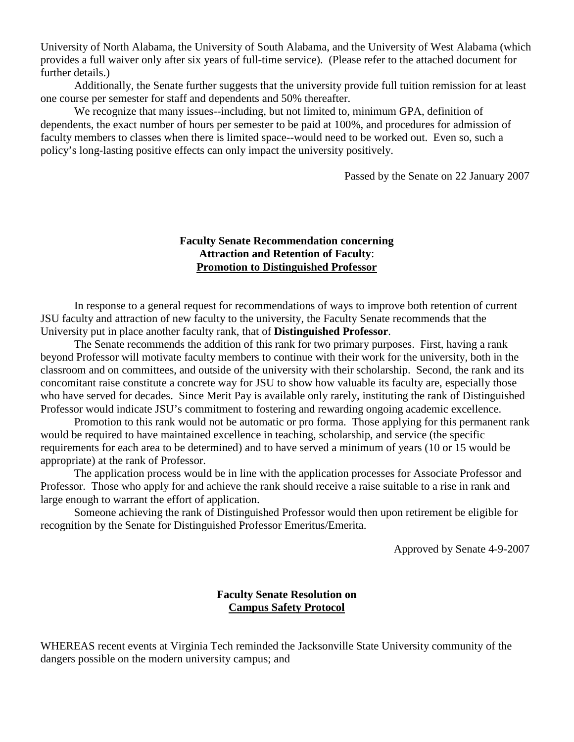University of North Alabama, the University of South Alabama, and the University of West Alabama (which provides a full waiver only after six years of full-time service). (Please refer to the attached document for further details.)

Additionally, the Senate further suggests that the university provide full tuition remission for at least one course per semester for staff and dependents and 50% thereafter.

We recognize that many issues--including, but not limited to, minimum GPA, definition of dependents, the exact number of hours per semester to be paid at 100%, and procedures for admission of faculty members to classes when there is limited space--would need to be worked out. Even so, such a policy's long-lasting positive effects can only impact the university positively.

Passed by the Senate on 22 January 2007

**Faculty Senate Recommendation concerning Attraction and Retention of Faculty: Promotion to Distinguished Professor**

In response to a general request for recommendations of ways to improve both retention of current JSU faculty and attraction of new faculty to the university, the Faculty Senate recommends that the University put in place another faculty rank, that of **Distinguished Professor**.

The Senate recommends the addition of this rank for two primary purposes. First, having a rank beyond Professor will motivate faculty members to continue with their work for the university, both in the classroom and on committees, and outside of the university with their scholarship. Second, the rank and its concomitant raise constitute a concrete way for JSU to show how valuable its faculty are, especially those who have served for decades. Since Merit Pay is available only rarely, instituting the rank of Distinguished Professor would indicate JSU's commitment to fostering and rewarding ongoing academic excellence.

Promotion to this rank would not be automatic or pro forma. Those applying for this permanent rank would be required to have maintained excellence in teaching, scholarship, and service (the specific requirements for each area to be determined) and to have served a minimum of years (10 or 15 would be appropriate) at the rank of Professor.

The application process would be in line with the application processes for Associate Professor and Professor. Those who apply for and achieve the rank should receive a raise suitable to a rise in rank and large enough to warrant the effort of application.

Someone achieving the rank of Distinguished Professor would then upon retirement be eligible for recognition by the Senate for Distinguished Professor Emeritus/Emerita.

Approved by Senate 4-9-2007

**Faculty Senate Resolution on Campus Safety Protocol**

WHEREAS recent events at Virginia Tech reminded the Jacksonville State University community of the dangers possible on the modern university campus; and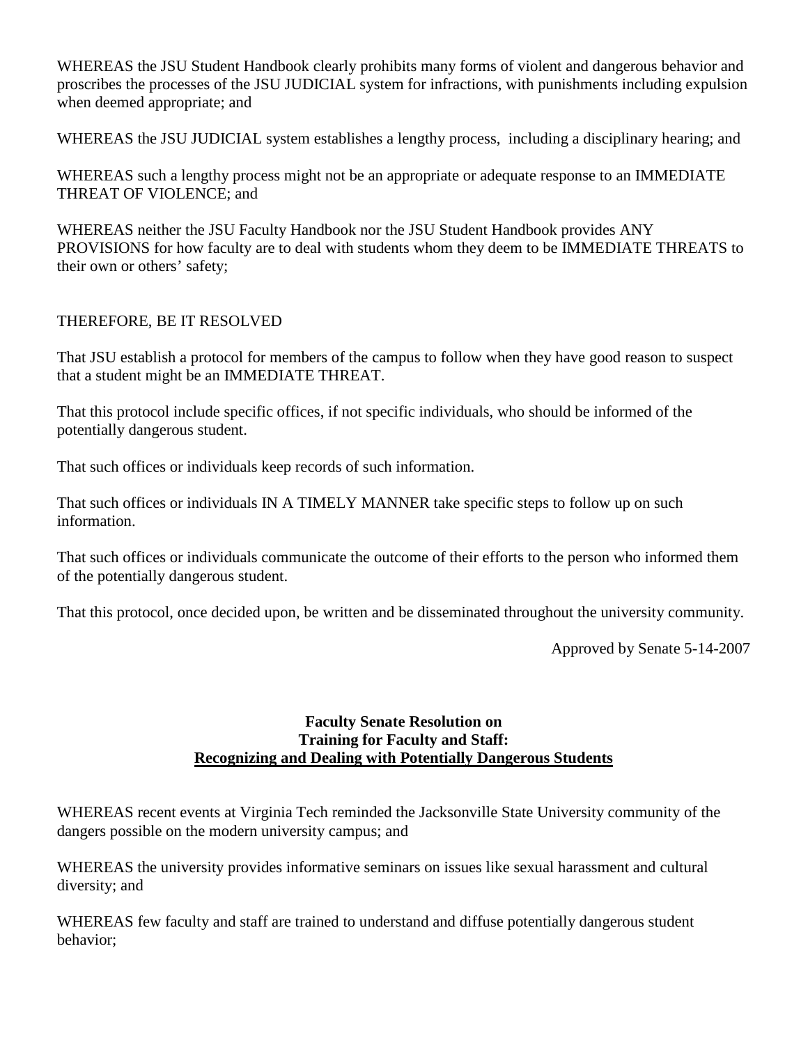WHEREAS the JSU Student Handbook clearly prohibits many forms of violent and dangerous behavior and proscribes the processes of the JSU JUDICIAL system for infractions, with punishments including expulsion when deemed appropriate; and

WHEREAS the JSU JUDICIAL system establishes a lengthy process, including a disciplinary hearing; and

WHEREAS such a lengthy process might not be an appropriate or adequate response to an IMMEDIATE THREAT OF VIOLENCE; and

WHEREAS neither the JSU Faculty Handbook nor the JSU Student Handbook provides ANY PROVISIONS for how faculty are to deal with students whom they deem to be IMMEDIATE THREATS to their own or others' safety;

THEREFORE, BE IT RESOLVED

That JSU establish a protocol for members of the campus to follow when they have good reason to suspect that a student might be an IMMEDIATE THREAT.

That this protocol include specific offices, if not specific individuals, who should be informed of the potentially dangerous student.

That such offices or individuals keep records of such information.

That such offices or individuals IN A TIMELY MANNER take specific steps to follow up on such information.

That such offices or individuals communicate the outcome of their efforts to the person who informed them of the potentially dangerous student.

That this protocol, once decided upon, be written and be disseminated throughout the university community.

Approved by Senate 5-14-2007

## Faculty Senate Resolution on Training for Faculty and Staff: Recognizing and Dealing with Potentially Dangerous Students

WHEREAS recent events at Virginia Tech reminded the Jacksonville State University community of the dangers possible on the modern university campus; and

WHEREAS the university provides informative seminars on issues like sexual harassment and cultural diversity; and

WHEREAS few faculty and staff are trained to understand and diffuse potentially dangerous student behavior;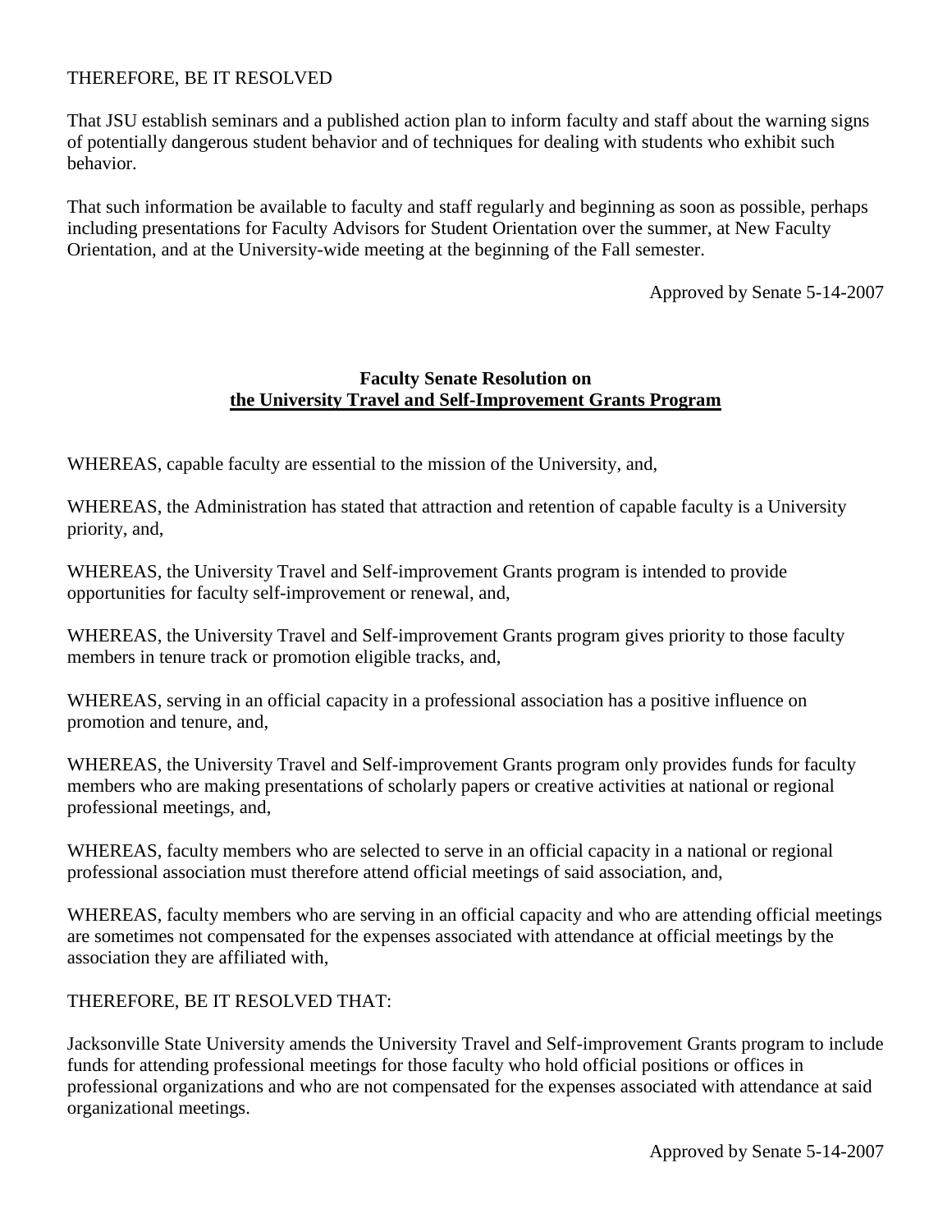THEREFORE, BE IT RESOLVED

That JSU establish seminars and a published action plan to inform faculty and staff about the warning signs of potentially dangerous student behavior and of techniques for dealing with students who exhibit such behavior.

That such information be available to faculty and staff regularly and beginning as soon as possible, perhaps including presentations for Faculty Advisors for Student Orientation over the summer, at New Faculty Orientation, and at the University-wide meeting at the beginning of the Fall semester.

Approved by Senate 5-14-2007

## Faculty Senate Resolution on <u>the University Travel and Self-Improvement Grants Program</u>

WHEREAS, capable faculty are essential to the mission of the University, and,

WHEREAS, the Administration has stated that attraction and retention of capable faculty is a University priority, and,

WHEREAS, the University Travel and Self-improvement Grants program is intended to provide opportunities for faculty self-improvement or renewal, and,

WHEREAS, the University Travel and Self-improvement Grants program gives priority to those faculty members in tenure track or promotion eligible tracks, and,

WHEREAS, serving in an official capacity in a professional association has a positive influence on promotion and tenure, and,

WHEREAS, the University Travel and Self-improvement Grants program only provides funds for faculty members who are making presentations of scholarly papers or creative activities at national or regional professional meetings, and,

WHEREAS, faculty members who are selected to serve in an official capacity in a national or regional professional association must therefore attend official meetings of said association, and,

WHEREAS, faculty members who are serving in an official capacity and who are attending official meetings are sometimes not compensated for the expenses associated with attendance at official meetings by the association they are affiliated with,

THEREFORE, BE IT RESOLVED THAT:

Jacksonville State University amends the University Travel and Self-improvement Grants program to include funds for attending professional meetings for those faculty who hold official positions or offices in professional organizations and who are not compensated for the expenses associated with attendance at said organizational meetings.

Approved by Senate 5-14-2007